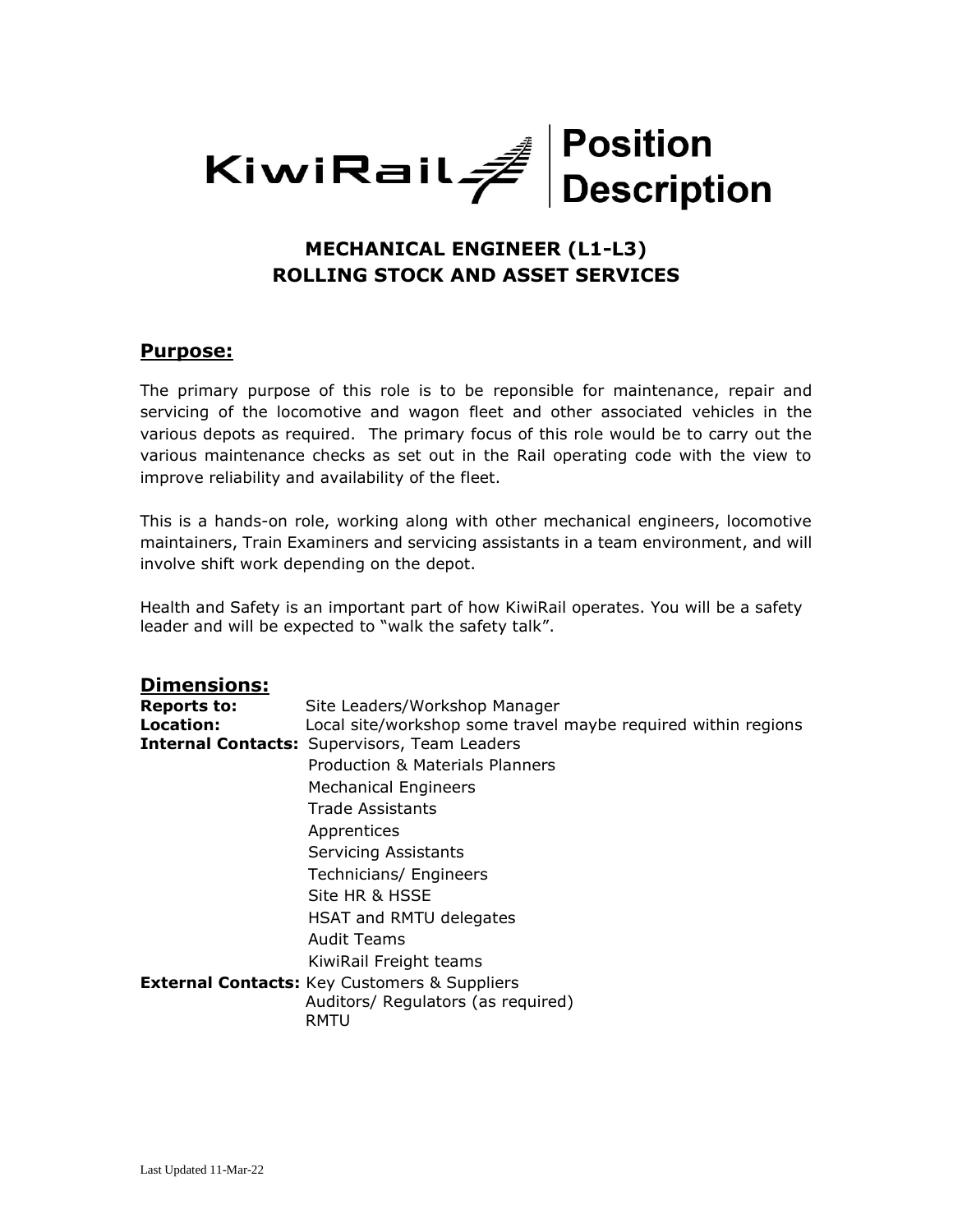KiwiRail | Position Description

## MECHANICAL ENGINEER (L1-L3)
## ROLLING STOCK AND ASSET SERVICES

### Purpose:

The primary purpose of this role is to be reponsible for maintenance, repair and servicing of the locomotive and wagon fleet and other associated vehicles in the various depots as required. The primary focus of this role would be to carry out the various maintenance checks as set out in the Rail operating code with the view to improve reliability and availability of the fleet.

This is a hands-on role, working along with other mechanical engineers, locomotive maintainers, Train Examiners and servicing assistants in a team environment, and will involve shift work depending on the depot.

Health and Safety is an important part of how KiwiRail operates. You will be a safety leader and will be expected to "walk the safety talk".

### Dimensions:

**Reports to:** Site Leaders/Workshop Manager

**Location:** Local site/workshop some travel maybe required within regions

**Internal Contacts:**
- Supervisors, Team Leaders
- Production & Materials Planners
- Mechanical Engineers
- Trade Assistants
- Apprentices
- Servicing Assistants
- Technicians/ Engineers
- Site HR & HSSE
- HSAT and RMTU delegates
- Audit Teams
- KiwiRail Freight teams

**External Contacts:**
- Key Customers & Suppliers
- Auditors/ Regulators (as required)
- RMTU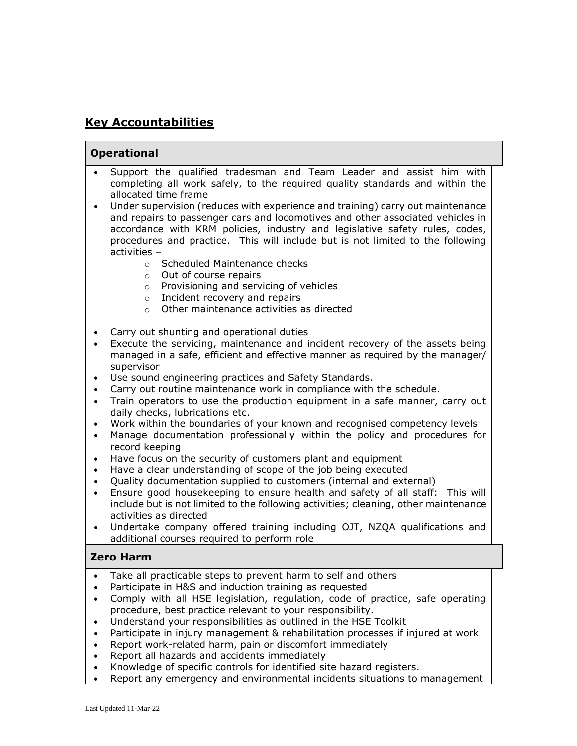## Key Accountabilities

### Operational

- Support the qualified tradesman and Team Leader and assist him with completing all work safely, to the required quality standards and within the allocated time frame
- Under supervision (reduces with experience and training) carry out maintenance and repairs to passenger cars and locomotives and other associated vehicles in accordance with KRM policies, industry and legislative safety rules, codes, procedures and practice. This will include but is not limited to the following activities –
  - Scheduled Maintenance checks
  - Out of course repairs
  - Provisioning and servicing of vehicles
  - Incident recovery and repairs
  - Other maintenance activities as directed
- Carry out shunting and operational duties
- Execute the servicing, maintenance and incident recovery of the assets being managed in a safe, efficient and effective manner as required by the manager/ supervisor
- Use sound engineering practices and Safety Standards.
- Carry out routine maintenance work in compliance with the schedule.
- Train operators to use the production equipment in a safe manner, carry out daily checks, lubrications etc.
- Work within the boundaries of your known and recognised competency levels
- Manage documentation professionally within the policy and procedures for record keeping
- Have focus on the security of customers plant and equipment
- Have a clear understanding of scope of the job being executed
- Quality documentation supplied to customers (internal and external)
- Ensure good housekeeping to ensure health and safety of all staff: This will include but is not limited to the following activities; cleaning, other maintenance activities as directed
- Undertake company offered training including OJT, NZQA qualifications and additional courses required to perform role

### Zero Harm

- Take all practicable steps to prevent harm to self and others
- Participate in H&S and induction training as requested
- Comply with all HSE legislation, regulation, code of practice, safe operating procedure, best practice relevant to your responsibility.
- Understand your responsibilities as outlined in the HSE Toolkit
- Participate in injury management & rehabilitation processes if injured at work
- Report work-related harm, pain or discomfort immediately
- Report all hazards and accidents immediately
- Knowledge of specific controls for identified site hazard registers.
- Report any emergency and environmental incidents situations to management

Last Updated 11-Mar-22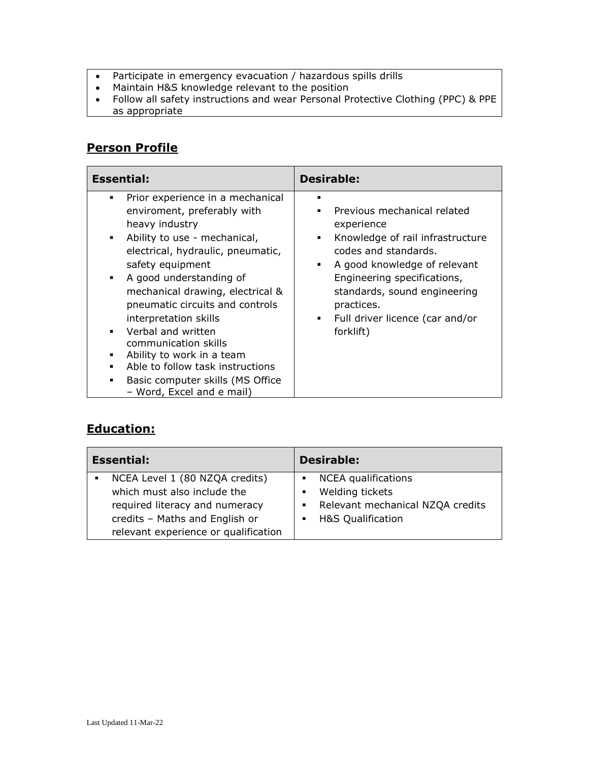- Participate in emergency evacuation / hazardous spills drills
- Maintain H&S knowledge relevant to the position
- Follow all safety instructions and wear Personal Protective Clothing (PPC) & PPE as appropriate

## Person Profile

| Essential: | Desirable: |
|---|---|
| ▪ Prior experience in a mechanical enviroment, preferably with heavy industry<br>▪ Ability to use - mechanical, electrical, hydraulic, pneumatic, safety equipment<br>▪ A good understanding of mechanical drawing, electrical & pneumatic circuits and controls interpretation skills<br>▪ Verbal and written communication skills<br>▪ Ability to work in a team<br>▪ Able to follow task instructions<br>▪ Basic computer skills (MS Office – Word, Excel and e mail) | ▪<br>▪ Previous mechanical related experience<br>▪ Knowledge of rail infrastructure codes and standards.<br>▪ A good knowledge of relevant Engineering specifications, standards, sound engineering practices.<br>▪ Full driver licence (car and/or forklift) |

## Education:

| Essential: | Desirable: |
|---|---|
| ▪ NCEA Level 1 (80 NZQA credits) which must also include the required literacy and numeracy credits – Maths and English or relevant experience or qualification | ▪ NCEA qualifications<br>▪ Welding tickets<br>▪ Relevant mechanical NZQA credits<br>▪ H&S Qualification |

Last Updated 11-Mar-22